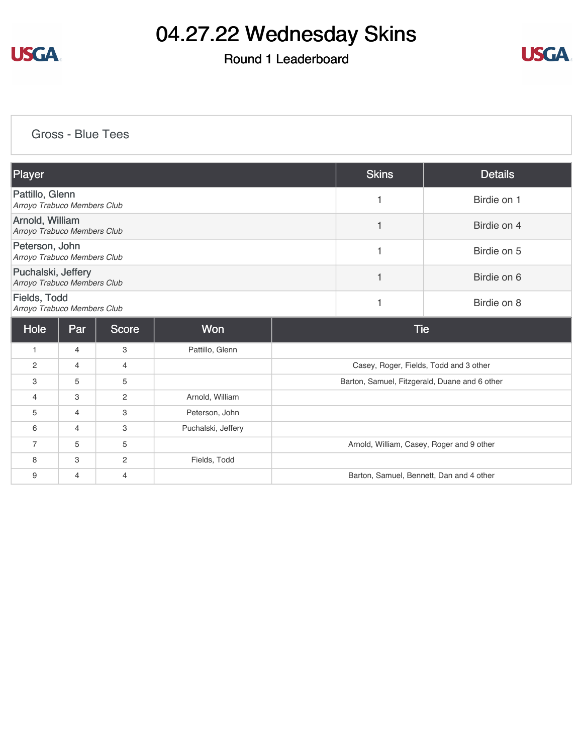# 04.27.22 Wednesday Skins

## Round 1 Leaderboard

### Gross - Blue Tees

| Player | Skins | Details |
|---|---|---|
| Pattillo, Glenn<br>*Arroyo Trabuco Members Club* | 1 | Birdie on 1 |
| Arnold, William<br>*Arroyo Trabuco Members Club* | 1 | Birdie on 4 |
| Peterson, John<br>*Arroyo Trabuco Members Club* | 1 | Birdie on 5 |
| Puchalski, Jeffery<br>*Arroyo Trabuco Members Club* | 1 | Birdie on 6 |
| Fields, Todd<br>*Arroyo Trabuco Members Club* | 1 | Birdie on 8 |

| Hole | Par | Score | Won | Tie |
|---|---|---|---|---|
| 1 | 4 | 3 | Pattillo, Glenn | |
| 2 | 4 | 4 | | Casey, Roger, Fields, Todd and 3 other |
| 3 | 5 | 5 | | Barton, Samuel, Fitzgerald, Duane and 6 other |
| 4 | 3 | 2 | Arnold, William | |
| 5 | 4 | 3 | Peterson, John | |
| 6 | 4 | 3 | Puchalski, Jeffery | |
| 7 | 5 | 5 | | Arnold, William, Casey, Roger and 9 other |
| 8 | 3 | 2 | Fields, Todd | |
| 9 | 4 | 4 | | Barton, Samuel, Bennett, Dan and 4 other |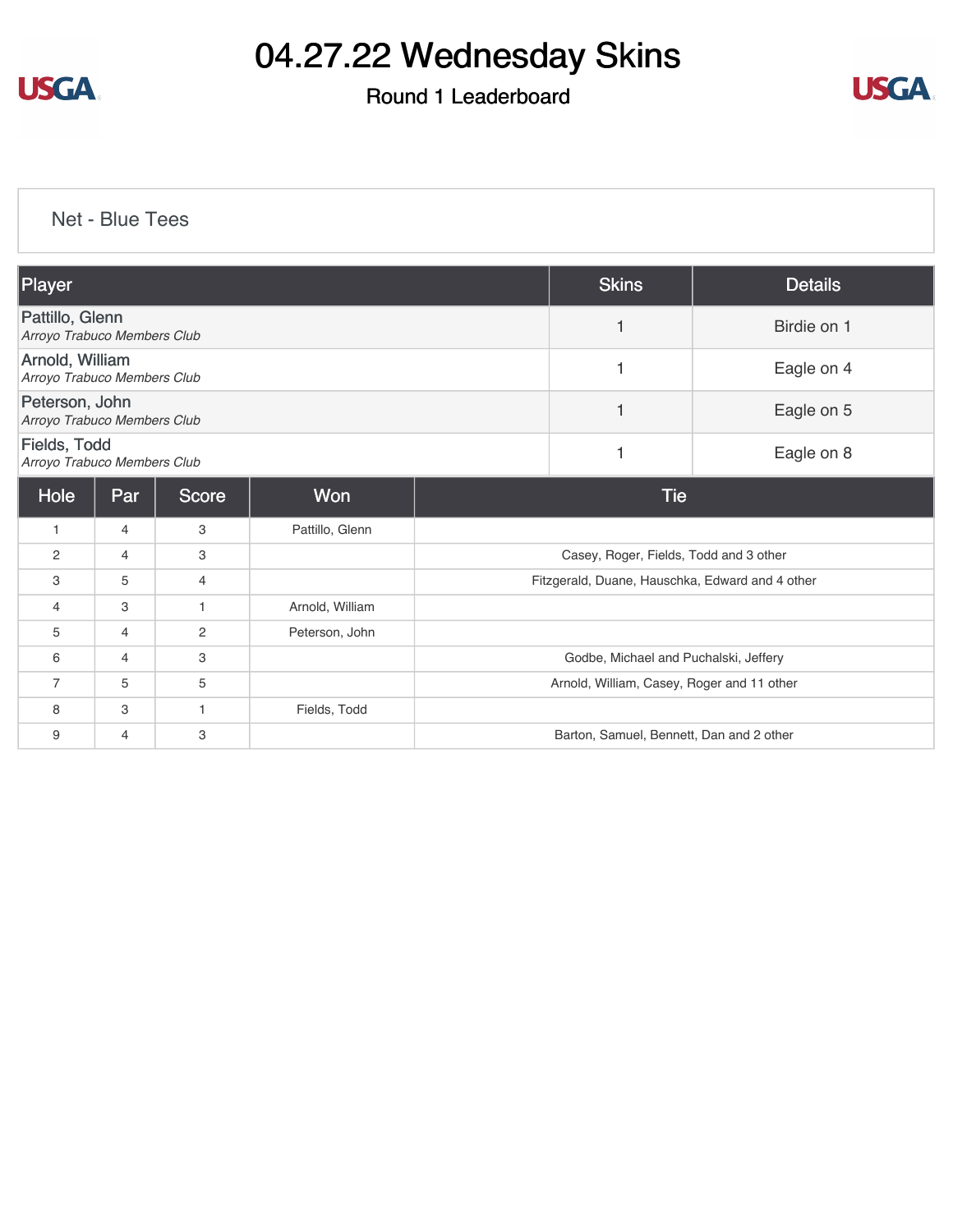# 04.27.22 Wednesday Skins

## Round 1 Leaderboard

### Net - Blue Tees

| Player | Skins | Details |
|---|---|---|
| Pattillo, Glenn<br>*Arroyo Trabuco Members Club* | 1 | Birdie on 1 |
| Arnold, William<br>*Arroyo Trabuco Members Club* | 1 | Eagle on 4 |
| Peterson, John<br>*Arroyo Trabuco Members Club* | 1 | Eagle on 5 |
| Fields, Todd<br>*Arroyo Trabuco Members Club* | 1 | Eagle on 8 |

| Hole | Par | Score | Won | Tie |
|---|---|---|---|---|
| 1 | 4 | 3 | Pattillo, Glenn | |
| 2 | 4 | 3 | | Casey, Roger, Fields, Todd and 3 other |
| 3 | 5 | 4 | | Fitzgerald, Duane, Hauschka, Edward and 4 other |
| 4 | 3 | 1 | Arnold, William | |
| 5 | 4 | 2 | Peterson, John | |
| 6 | 4 | 3 | | Godbe, Michael and Puchalski, Jeffery |
| 7 | 5 | 5 | | Arnold, William, Casey, Roger and 11 other |
| 8 | 3 | 1 | Fields, Todd | |
| 9 | 4 | 3 | | Barton, Samuel, Bennett, Dan and 2 other |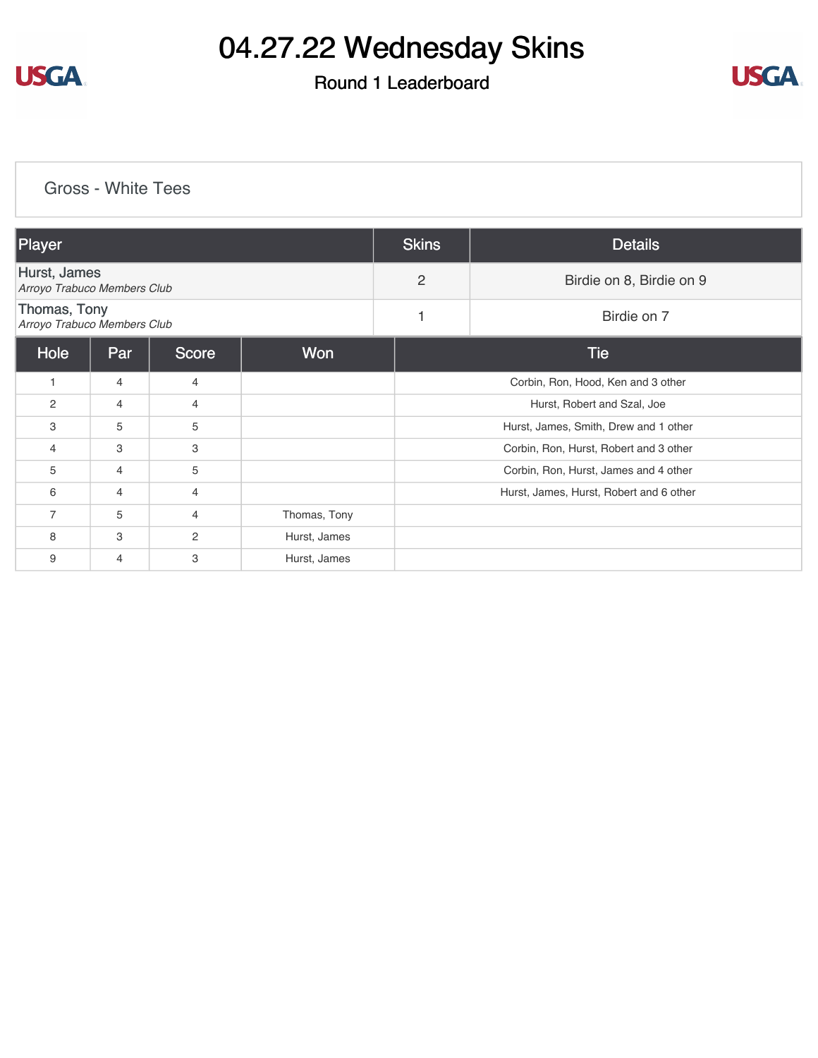# 04.27.22 Wednesday Skins

## Round 1 Leaderboard

### Gross - White Tees

| Player | Skins | Details |
|---|---|---|
| Hurst, James<br>*Arroyo Trabuco Members Club* | 2 | Birdie on 8, Birdie on 9 |
| Thomas, Tony<br>*Arroyo Trabuco Members Club* | 1 | Birdie on 7 |

| Hole | Par | Score | Won | Tie |
|---|---|---|---|---|
| 1 | 4 | 4 | | Corbin, Ron, Hood, Ken and 3 other |
| 2 | 4 | 4 | | Hurst, Robert and Szal, Joe |
| 3 | 5 | 5 | | Hurst, James, Smith, Drew and 1 other |
| 4 | 3 | 3 | | Corbin, Ron, Hurst, Robert and 3 other |
| 5 | 4 | 5 | | Corbin, Ron, Hurst, James and 4 other |
| 6 | 4 | 4 | | Hurst, James, Hurst, Robert and 6 other |
| 7 | 5 | 4 | Thomas, Tony | |
| 8 | 3 | 2 | Hurst, James | |
| 9 | 4 | 3 | Hurst, James | |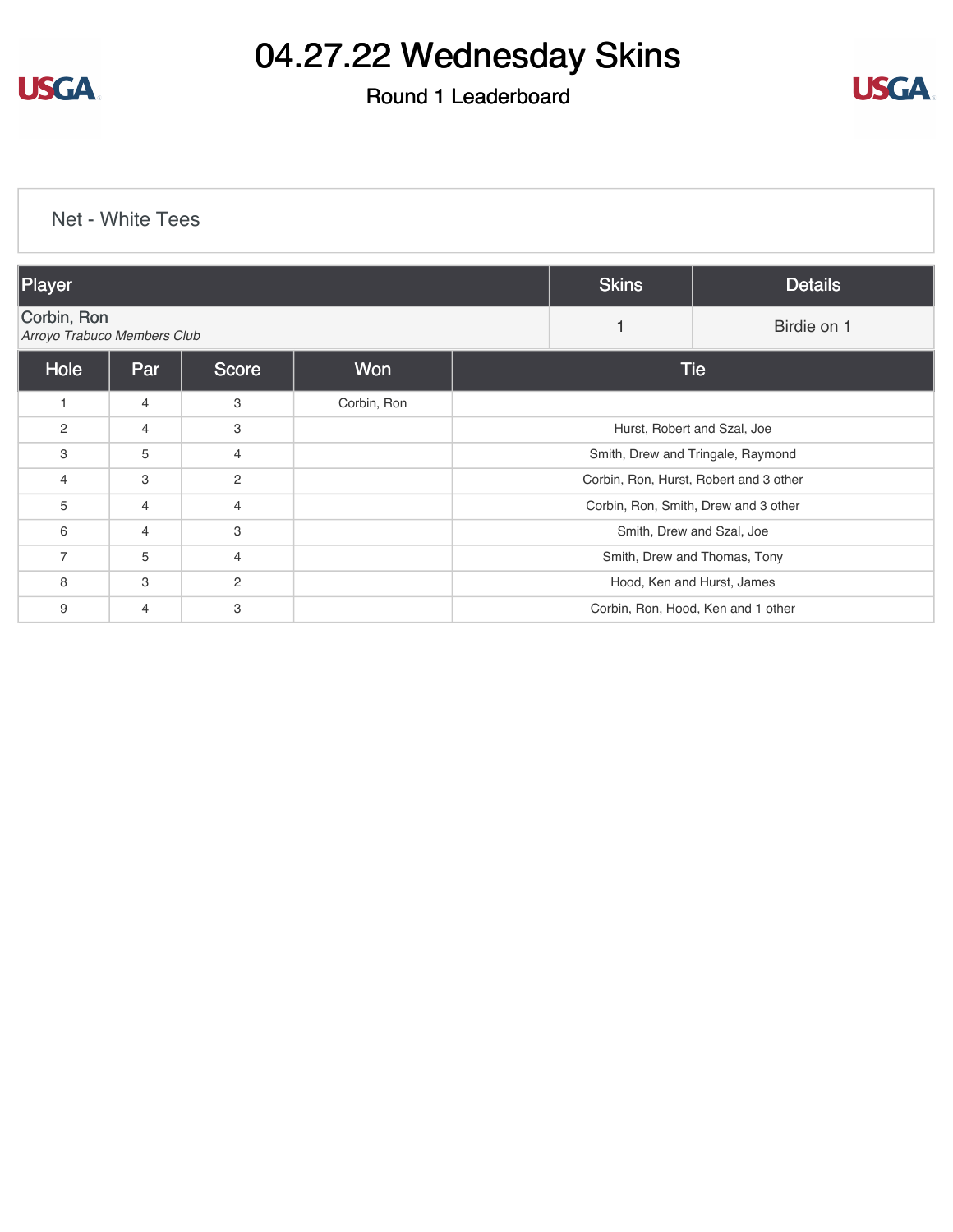# 04.27.22 Wednesday Skins

## Round 1 Leaderboard

### Net - White Tees

| Player | Skins | Details |
| --- | --- | --- |
| Corbin, Ron<br>*Arroyo Trabuco Members Club* | 1 | Birdie on 1 |

| Hole | Par | Score | Won | Tie |
| --- | --- | --- | --- | --- |
| 1 | 4 | 3 | Corbin, Ron | |
| 2 | 4 | 3 | | Hurst, Robert and Szal, Joe |
| 3 | 5 | 4 | | Smith, Drew and Tringale, Raymond |
| 4 | 3 | 2 | | Corbin, Ron, Hurst, Robert and 3 other |
| 5 | 4 | 4 | | Corbin, Ron, Smith, Drew and 3 other |
| 6 | 4 | 3 | | Smith, Drew and Szal, Joe |
| 7 | 5 | 4 | | Smith, Drew and Thomas, Tony |
| 8 | 3 | 2 | | Hood, Ken and Hurst, James |
| 9 | 4 | 3 | | Corbin, Ron, Hood, Ken and 1 other |